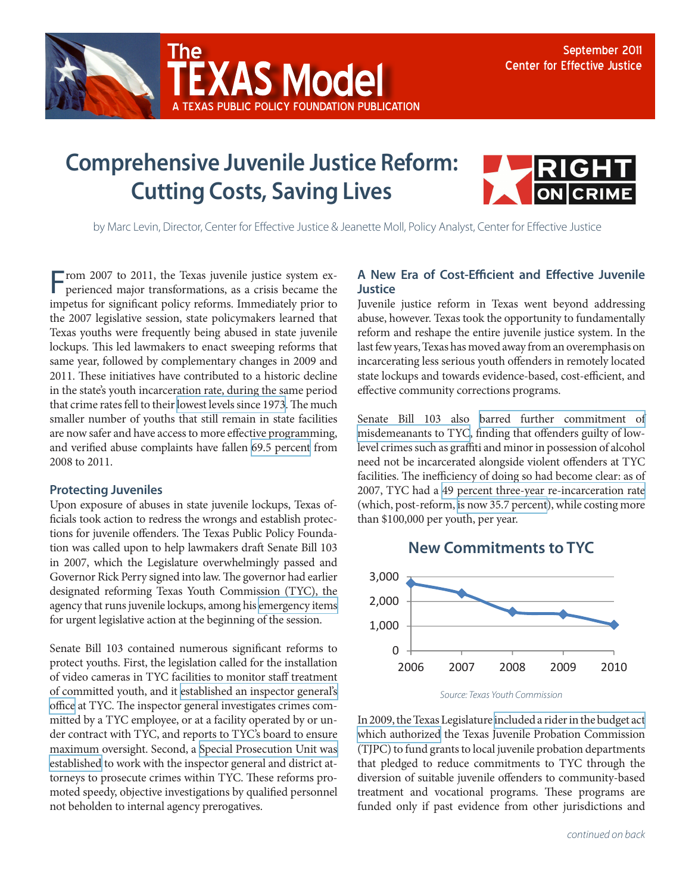# The TEXAS Model

A TEXAS PUBLIC POLICY FOUNDATION PUBLICATION

September 2011
Center for Effective Justice

# Comprehensive Juvenile Justice Reform: Cutting Costs, Saving Lives

RIGHT ON CRIME

by Marc Levin, Director, Center for Effective Justice & Jeanette Moll, Policy Analyst, Center for Effective Justice

From 2007 to 2011, the Texas juvenile justice system experienced major transformations, as a crisis became the impetus for significant policy reforms. Immediately prior to the 2007 legislative session, state policymakers learned that Texas youths were frequently being abused in state juvenile lockups. This led lawmakers to enact sweeping reforms that same year, followed by complementary changes in 2009 and 2011. These initiatives have contributed to a historic decline in the state's youth incarceration rate, during the same period that crime rates fell to their lowest levels since 1973. The much smaller number of youths that still remain in state facilities are now safer and have access to more effective programming, and verified abuse complaints have fallen 69.5 percent from 2008 to 2011.

## Protecting Juveniles

Upon exposure of abuses in state juvenile lockups, Texas officials took action to redress the wrongs and establish protections for juvenile offenders. The Texas Public Policy Foundation was called upon to help lawmakers draft Senate Bill 103 in 2007, which the Legislature overwhelmingly passed and Governor Rick Perry signed into law. The governor had earlier designated reforming Texas Youth Commission (TYC), the agency that runs juvenile lockups, among his emergency items for urgent legislative action at the beginning of the session.

Senate Bill 103 contained numerous significant reforms to protect youths. First, the legislation called for the installation of video cameras in TYC facilities to monitor staff treatment of committed youth, and it established an inspector general's office at TYC. The inspector general investigates crimes committed by a TYC employee, or at a facility operated by or under contract with TYC, and reports to TYC's board to ensure maximum oversight. Second, a Special Prosecution Unit was established to work with the inspector general and district attorneys to prosecute crimes within TYC. These reforms promoted speedy, objective investigations by qualified personnel not beholden to internal agency prerogatives.

## A New Era of Cost-Efficient and Effective Juvenile Justice

Juvenile justice reform in Texas went beyond addressing abuse, however. Texas took the opportunity to fundamentally reform and reshape the entire juvenile justice system. In the last few years, Texas has moved away from an overemphasis on incarcerating less serious youth offenders in remotely located state lockups and towards evidence-based, cost-efficient, and effective community corrections programs.

Senate Bill 103 also barred further commitment of misdemeanants to TYC, finding that offenders guilty of low-level crimes such as graffiti and minor in possession of alcohol need not be incarcerated alongside violent offenders at TYC facilities. The inefficiency of doing so had become clear: as of 2007, TYC had a 49 percent three-year re-incarceration rate (which, post-reform, is now 35.7 percent), while costing more than $100,000 per youth, per year.

**New Commitments to TYC**

| Year | New Commitments (approx.) |
|---|---|
| 2006 | ~2,700 |
| 2007 | ~2,300 |
| 2008 | ~1,600 |
| 2009 | ~1,500 |
| 2010 | ~1,100 |

*Source: Texas Youth Commission*

In 2009, the Texas Legislature included a rider in the budget act which authorized the Texas Juvenile Probation Commission (TJPC) to fund grants to local juvenile probation departments that pledged to reduce commitments to TYC through the diversion of suitable juvenile offenders to community-based treatment and vocational programs. These programs are funded only if past evidence from other jurisdictions and

*continued on back*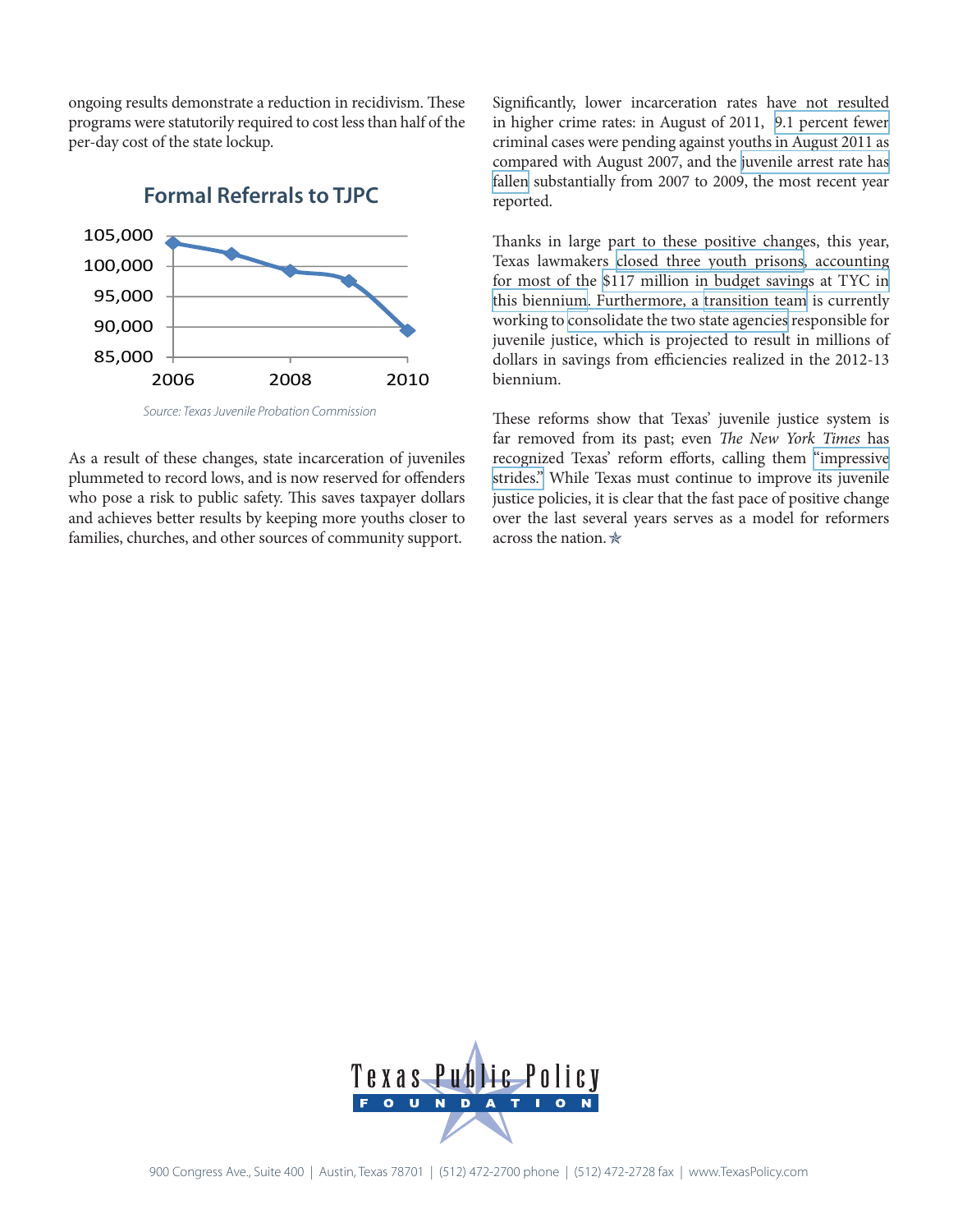ongoing results demonstrate a reduction in recidivism. These programs were statutorily required to cost less than half of the per-day cost of the state lockup.

**Formal Referrals to TJPC**

105,000
100,000
95,000
90,000
85,000
2006
2008
2010

*Source: Texas Juvenile Probation Commission*

As a result of these changes, state incarceration of juveniles plummeted to record lows, and is now reserved for offenders who pose a risk to public safety. This saves taxpayer dollars and achieves better results by keeping more youths closer to families, churches, and other sources of community support.

Significantly, lower incarceration rates have not resulted in higher crime rates: in August of 2011, 9.1 percent fewer criminal cases were pending against youths in August 2011 as compared with August 2007, and the juvenile arrest rate has fallen substantially from 2007 to 2009, the most recent year reported.

Thanks in large part to these positive changes, this year, Texas lawmakers closed three youth prisons, accounting for most of the $117 million in budget savings at TYC in this biennium. Furthermore, a transition team is currently working to consolidate the two state agencies responsible for juvenile justice, which is projected to result in millions of dollars in savings from efficiencies realized in the 2012-13 biennium.

These reforms show that Texas' juvenile justice system is far removed from its past; even *The New York Times* has recognized Texas' reform efforts, calling them "impressive strides." While Texas must continue to improve its juvenile justice policies, it is clear that the fast pace of positive change over the last several years serves as a model for reformers across the nation. ☆

Texas Public Policy Foundation

900 Congress Ave., Suite 400 | Austin, Texas 78701 | (512) 472-2700 phone | (512) 472-2728 fax | www.TexasPolicy.com